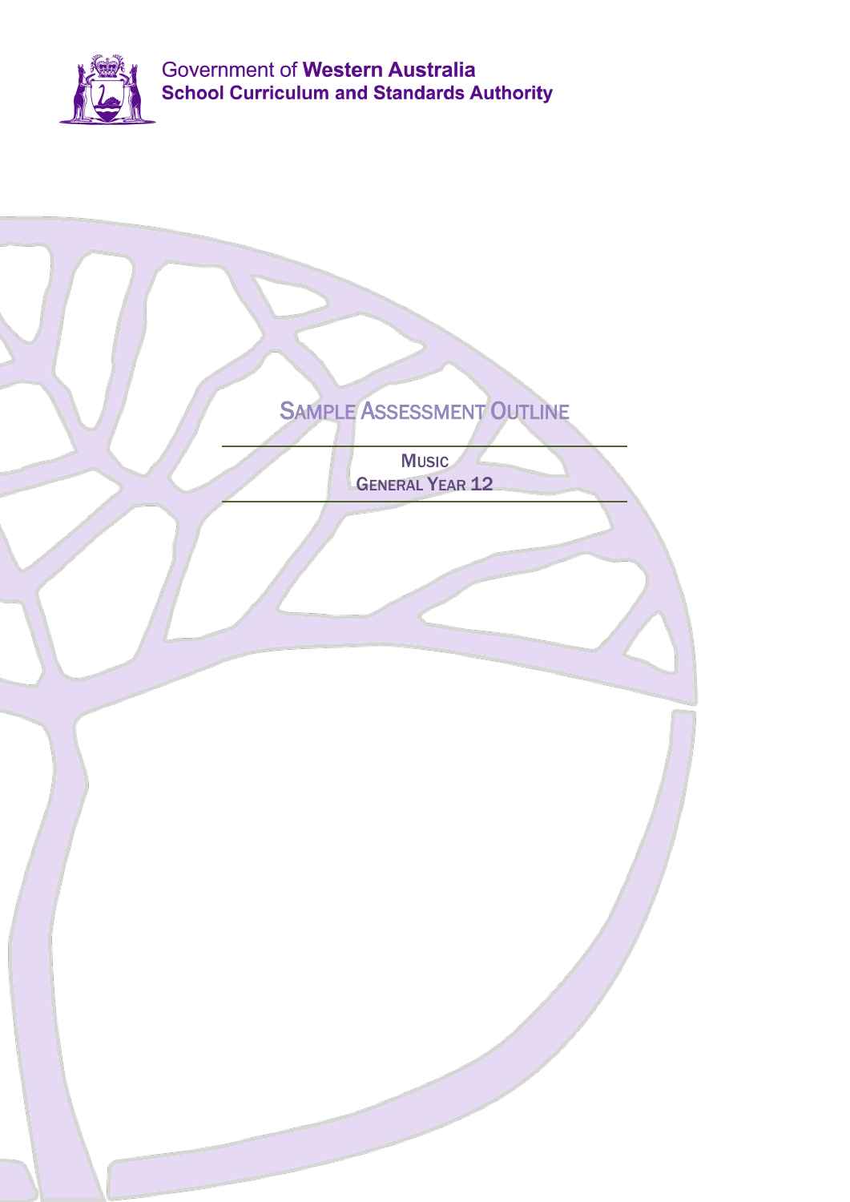Government of **Western Australia**
**School Curriculum and Standards Authority**

# Sample Assessment Outline

## Music
## General Year 12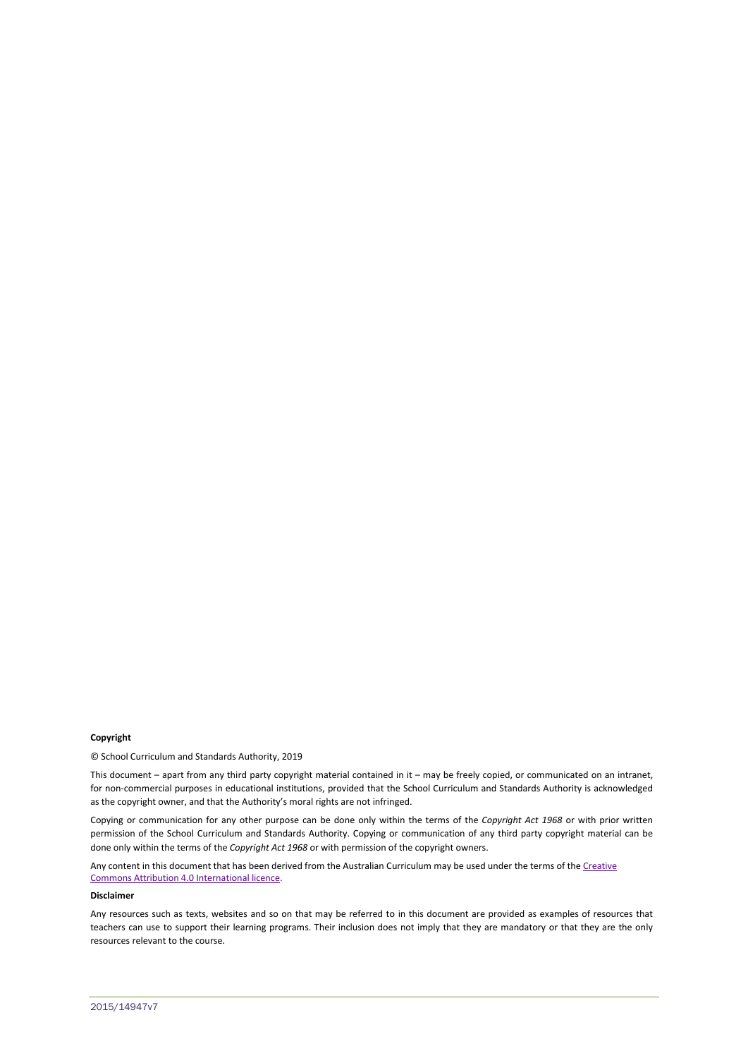**Copyright**

© School Curriculum and Standards Authority, 2019

This document – apart from any third party copyright material contained in it – may be freely copied, or communicated on an intranet, for non-commercial purposes in educational institutions, provided that the School Curriculum and Standards Authority is acknowledged as the copyright owner, and that the Authority's moral rights are not infringed.

Copying or communication for any other purpose can be done only within the terms of the *Copyright Act 1968* or with prior written permission of the School Curriculum and Standards Authority. Copying or communication of any third party copyright material can be done only within the terms of the *Copyright Act 1968* or with permission of the copyright owners.

Any content in this document that has been derived from the Australian Curriculum may be used under the terms of the Creative Commons Attribution 4.0 International licence.

**Disclaimer**

Any resources such as texts, websites and so on that may be referred to in this document are provided as examples of resources that teachers can use to support their learning programs. Their inclusion does not imply that they are mandatory or that they are the only resources relevant to the course.

2015/14947v7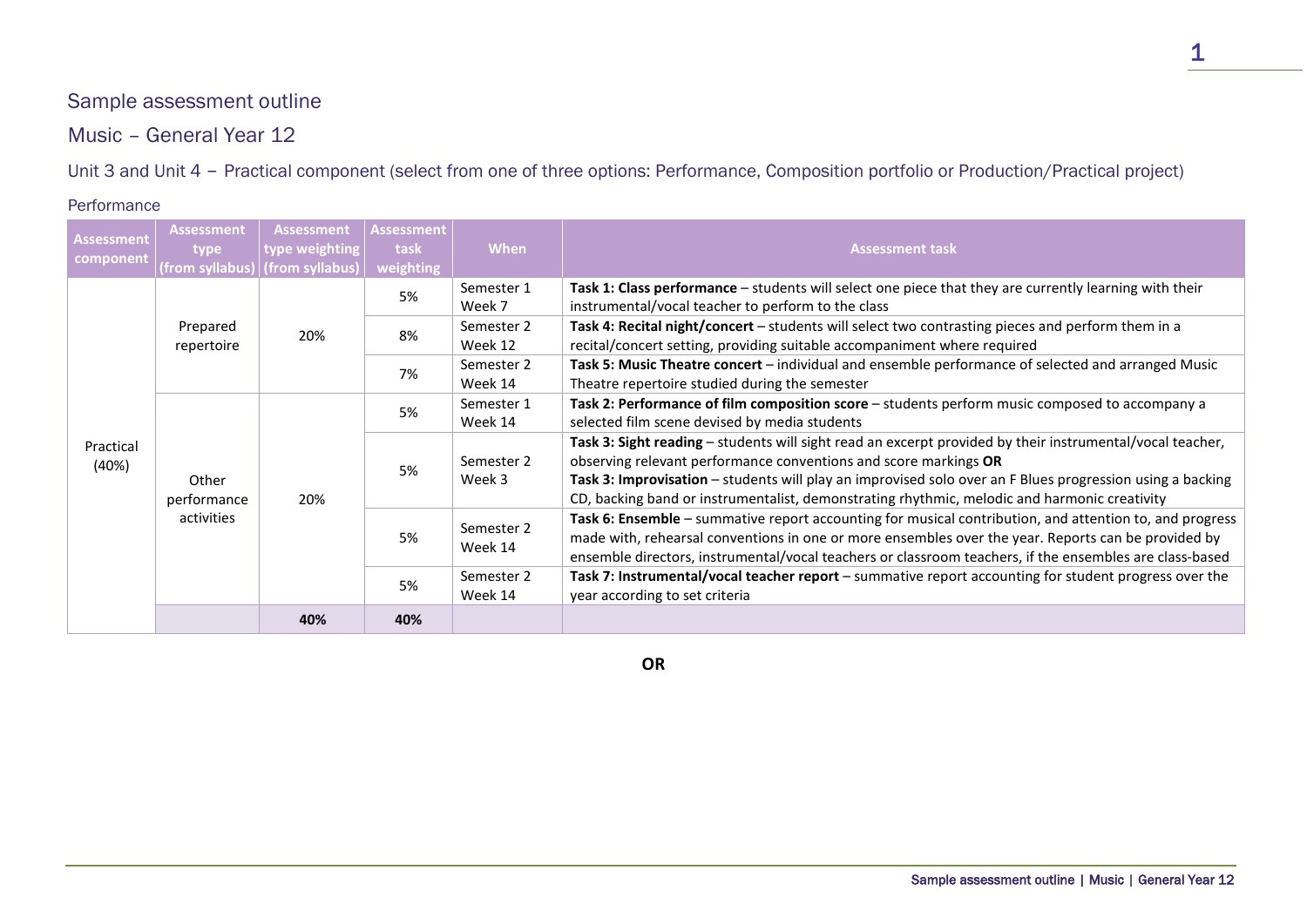# Sample assessment outline

## Music – General Year 12

### Unit 3 and Unit 4 – Practical component (select from one of three options: Performance, Composition portfolio or Production/Practical project)

#### Performance

| Assessment component | Assessment type (from syllabus) | Assessment type weighting (from syllabus) | Assessment task weighting | When | Assessment task |
|---|---|---|---|---|---|
| Practical (40%) | Prepared repertoire | 20% | 5% | Semester 1 Week 7 | **Task 1: Class performance** – students will select one piece that they are currently learning with their instrumental/vocal teacher to perform to the class |
| | | | 8% | Semester 2 Week 12 | **Task 4: Recital night/concert** – students will select two contrasting pieces and perform them in a recital/concert setting, providing suitable accompaniment where required |
| | | | 7% | Semester 2 Week 14 | **Task 5: Music Theatre concert** – individual and ensemble performance of selected and arranged Music Theatre repertoire studied during the semester |
| | Other performance activities | 20% | 5% | Semester 1 Week 14 | **Task 2: Performance of film composition score** – students perform music composed to accompany a selected film scene devised by media students |
| | | | 5% | Semester 2 Week 3 | **Task 3: Sight reading** – students will sight read an excerpt provided by their instrumental/vocal teacher, observing relevant performance conventions and score markings **OR** **Task 3: Improvisation** – students will play an improvised solo over an F Blues progression using a backing CD, backing band or instrumentalist, demonstrating rhythmic, melodic and harmonic creativity |
| | | | 5% | Semester 2 Week 14 | **Task 6: Ensemble** – summative report accounting for musical contribution, and attention to, and progress made with, rehearsal conventions in one or more ensembles over the year. Reports can be provided by ensemble directors, instrumental/vocal teachers or classroom teachers, if the ensembles are class-based |
| | | | 5% | Semester 2 Week 14 | **Task 7: Instrumental/vocal teacher report** – summative report accounting for student progress over the year according to set criteria |
| | | **40%** | **40%** | | |

**OR**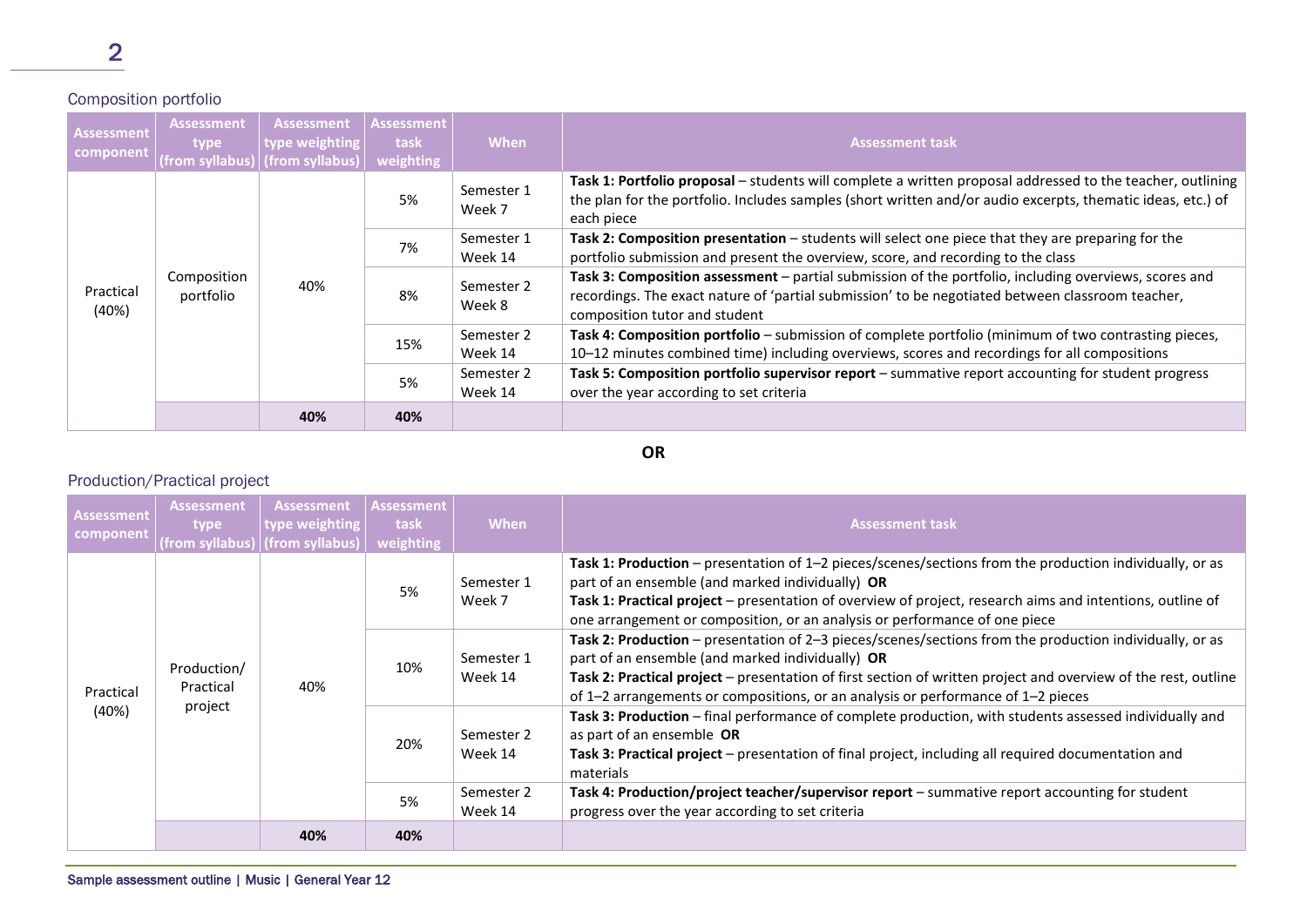## Composition portfolio

| Assessment component | Assessment type (from syllabus) | Assessment type weighting (from syllabus) | Assessment task weighting | When | Assessment task |
|---|---|---|---|---|---|
| Practical (40%) | Composition portfolio | 40% | 5% | Semester 1 Week 7 | **Task 1: Portfolio proposal** – students will complete a written proposal addressed to the teacher, outlining the plan for the portfolio. Includes samples (short written and/or audio excerpts, thematic ideas, etc.) of each piece |
| | | | 7% | Semester 1 Week 14 | **Task 2: Composition presentation** – students will select one piece that they are preparing for the portfolio submission and present the overview, score, and recording to the class |
| | | | 8% | Semester 2 Week 8 | **Task 3: Composition assessment** – partial submission of the portfolio, including overviews, scores and recordings. The exact nature of 'partial submission' to be negotiated between classroom teacher, composition tutor and student |
| | | | 15% | Semester 2 Week 14 | **Task 4: Composition portfolio** – submission of complete portfolio (minimum of two contrasting pieces, 10–12 minutes combined time) including overviews, scores and recordings for all compositions |
| | | | 5% | Semester 2 Week 14 | **Task 5: Composition portfolio supervisor report** – summative report accounting for student progress over the year according to set criteria |
| | | **40%** | **40%** | | |

**OR**

## Production/Practical project

| Assessment component | Assessment type (from syllabus) | Assessment type weighting (from syllabus) | Assessment task weighting | When | Assessment task |
|---|---|---|---|---|---|
| Practical (40%) | Production/ Practical project | 40% | 5% | Semester 1 Week 7 | **Task 1: Production** – presentation of 1–2 pieces/scenes/sections from the production individually, or as part of an ensemble (and marked individually) **OR** **Task 1: Practical project** – presentation of overview of project, research aims and intentions, outline of one arrangement or composition, or an analysis or performance of one piece |
| | | | 10% | Semester 1 Week 14 | **Task 2: Production** – presentation of 2–3 pieces/scenes/sections from the production individually, or as part of an ensemble (and marked individually) **OR** **Task 2: Practical project** – presentation of first section of written project and overview of the rest, outline of 1–2 arrangements or compositions, or an analysis or performance of 1–2 pieces |
| | | | 20% | Semester 2 Week 14 | **Task 3: Production** – final performance of complete production, with students assessed individually and as part of an ensemble **OR** **Task 3: Practical project** – presentation of final project, including all required documentation and materials |
| | | | 5% | Semester 2 Week 14 | **Task 4: Production/project teacher/supervisor report** – summative report accounting for student progress over the year according to set criteria |
| | | **40%** | **40%** | | |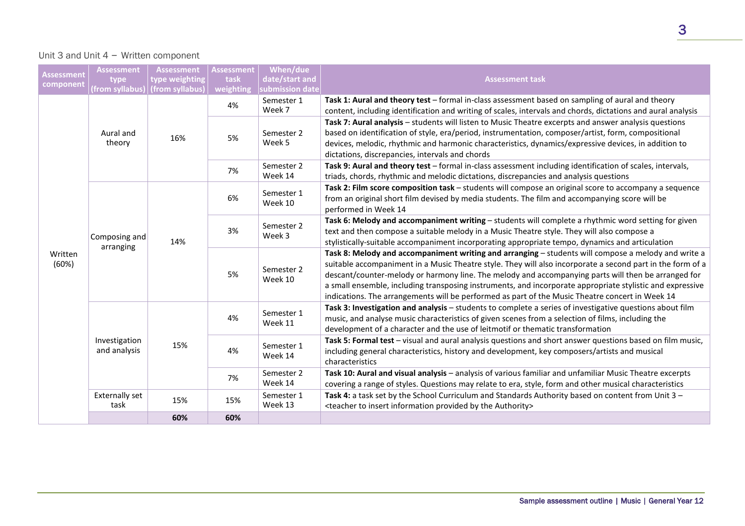Unit 3 and Unit 4 – Written component

| Assessment component | Assessment type (from syllabus) | Assessment type weighting (from syllabus) | Assessment task weighting | When/due date/start and submission date | Assessment task |
|---|---|---|---|---|---|
| Written (60%) | Aural and theory | 16% | 4% | Semester 1 Week 7 | **Task 1: Aural and theory test** – formal in-class assessment based on sampling of aural and theory content, including identification and writing of scales, intervals and chords, dictations and aural analysis |
| | | | 5% | Semester 2 Week 5 | **Task 7: Aural analysis** – students will listen to Music Theatre excerpts and answer analysis questions based on identification of style, era/period, instrumentation, composer/artist, form, compositional devices, melodic, rhythmic and harmonic characteristics, dynamics/expressive devices, in addition to dictations, discrepancies, intervals and chords |
| | | | 7% | Semester 2 Week 14 | **Task 9: Aural and theory test** – formal in-class assessment including identification of scales, intervals, triads, chords, rhythmic and melodic dictations, discrepancies and analysis questions |
| | Composing and arranging | 14% | 6% | Semester 1 Week 10 | **Task 2: Film score composition task** – students will compose an original score to accompany a sequence from an original short film devised by media students. The film and accompanying score will be performed in Week 14 |
| | | | 3% | Semester 2 Week 3 | **Task 6: Melody and accompaniment writing** – students will complete a rhythmic word setting for given text and then compose a suitable melody in a Music Theatre style. They will also compose a stylistically-suitable accompaniment incorporating appropriate tempo, dynamics and articulation |
| | | | 5% | Semester 2 Week 10 | **Task 8: Melody and accompaniment writing and arranging** – students will compose a melody and write a suitable accompaniment in a Music Theatre style. They will also incorporate a second part in the form of a descant/counter-melody or harmony line. The melody and accompanying parts will then be arranged for a small ensemble, including transposing instruments, and incorporate appropriate stylistic and expressive indications. The arrangements will be performed as part of the Music Theatre concert in Week 14 |
| | Investigation and analysis | 15% | 4% | Semester 1 Week 11 | **Task 3: Investigation and analysis** – students to complete a series of investigative questions about film music, and analyse music characteristics of given scenes from a selection of films, including the development of a character and the use of leitmotif or thematic transformation |
| | | | 4% | Semester 1 Week 14 | **Task 5: Formal test** – visual and aural analysis questions and short answer questions based on film music, including general characteristics, history and development, key composers/artists and musical characteristics |
| | | | 7% | Semester 2 Week 14 | **Task 10: Aural and visual analysis** – analysis of various familiar and unfamiliar Music Theatre excerpts covering a range of styles. Questions may relate to era, style, form and other musical characteristics |
| | Externally set task | 15% | 15% | Semester 1 Week 13 | **Task 4:** a task set by the School Curriculum and Standards Authority based on content from Unit 3 – <teacher to insert information provided by the Authority> |
| | | **60%** | **60%** | | |